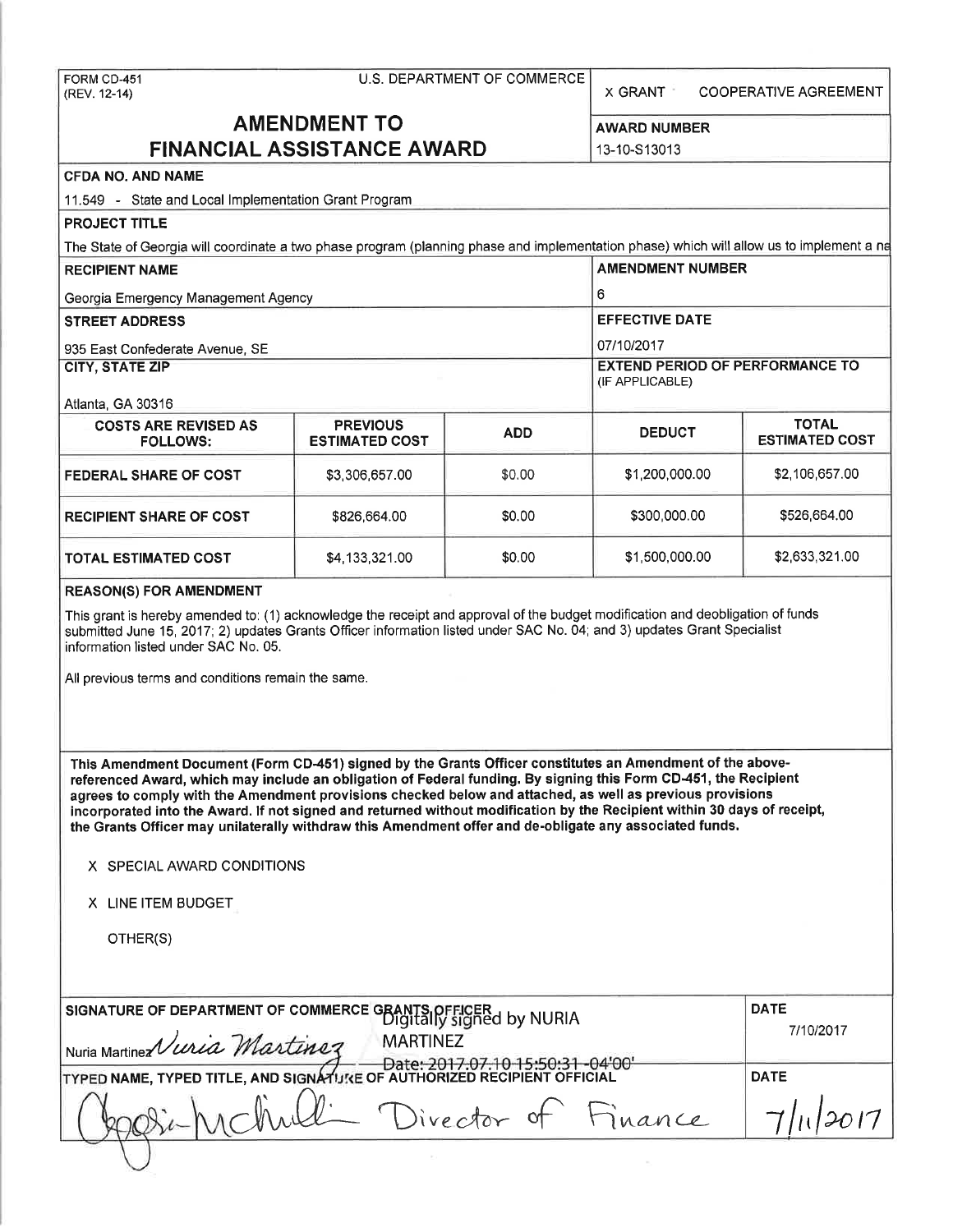FORM CD-451
(REV. 12-14)

U.S. DEPARTMENT OF COMMERCE

X GRANT    COOPERATIVE AGREEMENT

# AMENDMENT TO FINANCIAL ASSISTANCE AWARD

**AWARD NUMBER**
13-10-S13013

**CFDA NO. AND NAME**
11.549 - State and Local Implementation Grant Program

**PROJECT TITLE**
The State of Georgia will coordinate a two phase program (planning phase and implementation phase) which will allow us to implement a na

**RECIPIENT NAME**
Georgia Emergency Management Agency

**AMENDMENT NUMBER**
6

**STREET ADDRESS**
935 East Confederate Avenue, SE

**EFFECTIVE DATE**
07/10/2017

**CITY, STATE ZIP**
Atlanta, GA 30316

**EXTEND PERIOD OF PERFORMANCE TO (IF APPLICABLE)**

| COSTS ARE REVISED AS FOLLOWS: | PREVIOUS ESTIMATED COST | ADD | DEDUCT | TOTAL ESTIMATED COST |
|---|---|---|---|---|
| FEDERAL SHARE OF COST | $3,306,657.00 | $0.00 | $1,200,000.00 | $2,106,657.00 |
| RECIPIENT SHARE OF COST | $826,664.00 | $0.00 | $300,000.00 | $526,664.00 |
| TOTAL ESTIMATED COST | $4,133,321.00 | $0.00 | $1,500,000.00 | $2,633,321.00 |

**REASON(S) FOR AMENDMENT**

This grant is hereby amended to: (1) acknowledge the receipt and approval of the budget modification and deobligation of funds submitted June 15, 2017; 2) updates Grants Officer information listed under SAC No. 04; and 3) updates Grant Specialist information listed under SAC No. 05.

All previous terms and conditions remain the same.

**This Amendment Document (Form CD-451) signed by the Grants Officer constitutes an Amendment of the above-referenced Award, which may include an obligation of Federal funding. By signing this Form CD-451, the Recipient agrees to comply with the Amendment provisions checked below and attached, as well as previous provisions incorporated into the Award. If not signed and returned without modification by the Recipient within 30 days of receipt, the Grants Officer may unilaterally withdraw this Amendment offer and de-obligate any associated funds.**

X SPECIAL AWARD CONDITIONS

X LINE ITEM BUDGET

OTHER(S)

**SIGNATURE OF DEPARTMENT OF COMMERCE GRANTS OFFICER**
Nuria Martinez *Nuria Martinez* Digitally signed by NURIA MARTINEZ Date: 2017.07.10 15:50:31 -04'00'

**DATE**
7/10/2017

**TYPED NAME, TYPED TITLE, AND SIGNATURE OF AUTHORIZED RECIPIENT OFFICIAL**
*[signature]* Director of Finance

**DATE**
7/11/2017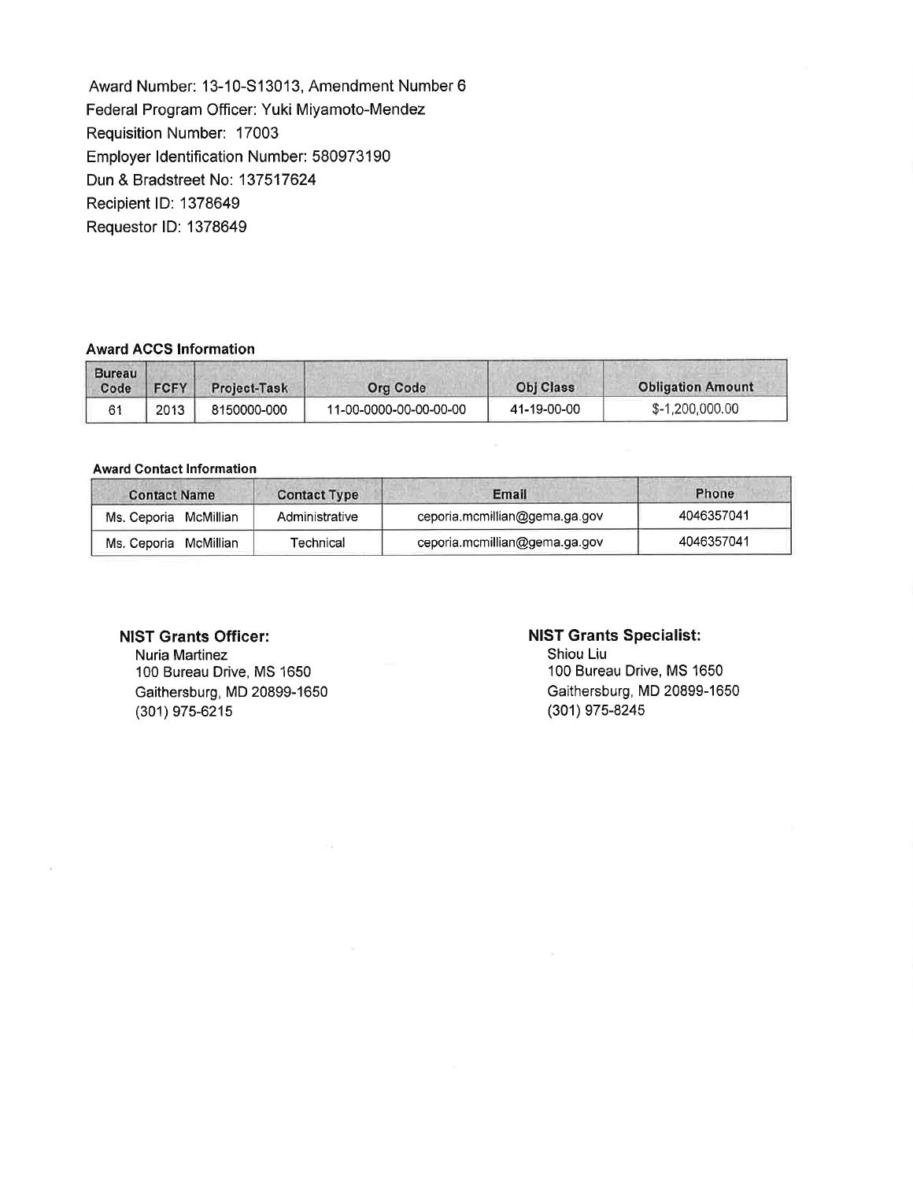Award Number: 13-10-S13013, Amendment Number 6
Federal Program Officer: Yuki Miyamoto-Mendez
Requisition Number: 17003
Employer Identification Number: 580973190
Dun & Bradstreet No: 137517624
Recipient ID: 1378649
Requestor ID: 1378649

**Award ACCS Information**

| Bureau Code | FCFY | Project-Task | Org Code | Obj Class | Obligation Amount |
|---|---|---|---|---|---|
| 61 | 2013 | 8150000-000 | 11-00-0000-00-00-00-00 | 41-19-00-00 | $-1,200,000.00 |

**Award Contact Information**

| Contact Name | Contact Type | Email | Phone |
|---|---|---|---|
| Ms. Ceporia McMillian | Administrative | ceporia.mcmillian@gema.ga.gov | 4046357041 |
| Ms. Ceporia McMillian | Technical | ceporia.mcmillian@gema.ga.gov | 4046357041 |

**NIST Grants Officer:**
Nuria Martinez
100 Bureau Drive, MS 1650
Gaithersburg, MD 20899-1650
(301) 975-6215

**NIST Grants Specialist:**
Shiou Liu
100 Bureau Drive, MS 1650
Gaithersburg, MD 20899-1650
(301) 975-8245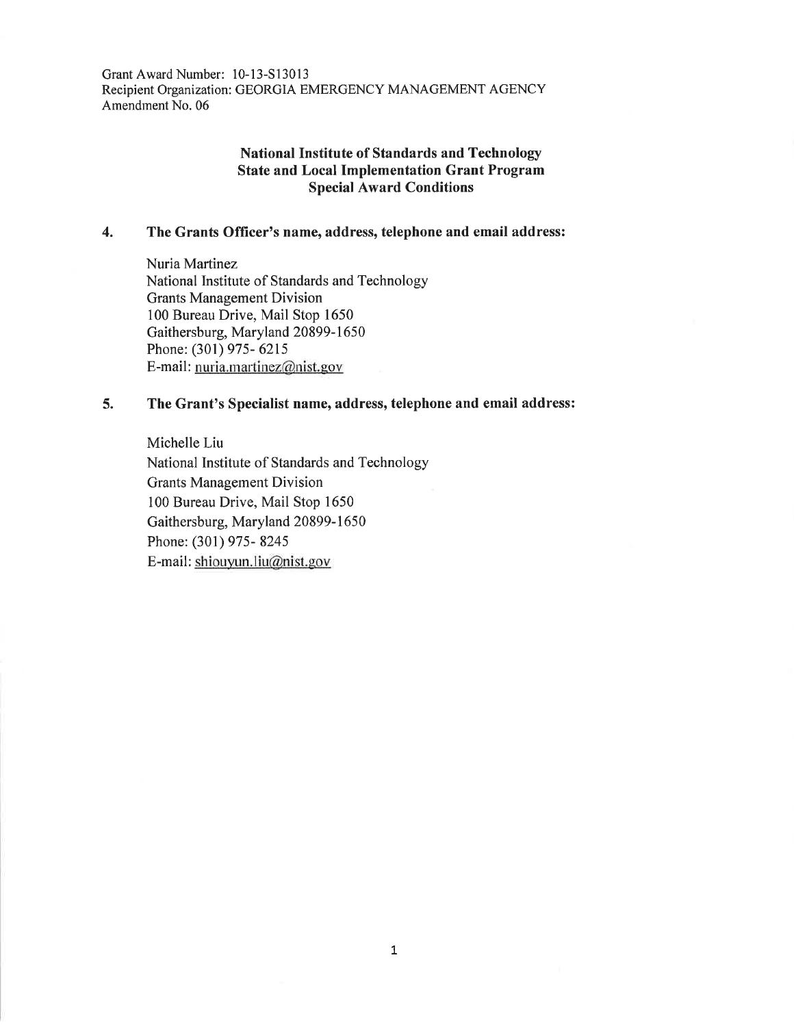Grant Award Number: 10-13-S13013
Recipient Organization: GEORGIA EMERGENCY MANAGEMENT AGENCY
Amendment No. 06

**National Institute of Standards and Technology**
**State and Local Implementation Grant Program**
**Special Award Conditions**

**4. The Grants Officer's name, address, telephone and email address:**

Nuria Martinez
National Institute of Standards and Technology
Grants Management Division
100 Bureau Drive, Mail Stop 1650
Gaithersburg, Maryland 20899-1650
Phone: (301) 975- 6215
E-mail: nuria.martinez@nist.gov

**5. The Grant's Specialist name, address, telephone and email address:**

Michelle Liu
National Institute of Standards and Technology
Grants Management Division
100 Bureau Drive, Mail Stop 1650
Gaithersburg, Maryland 20899-1650
Phone: (301) 975- 8245
E-mail: shiouyun.liu@nist.gov